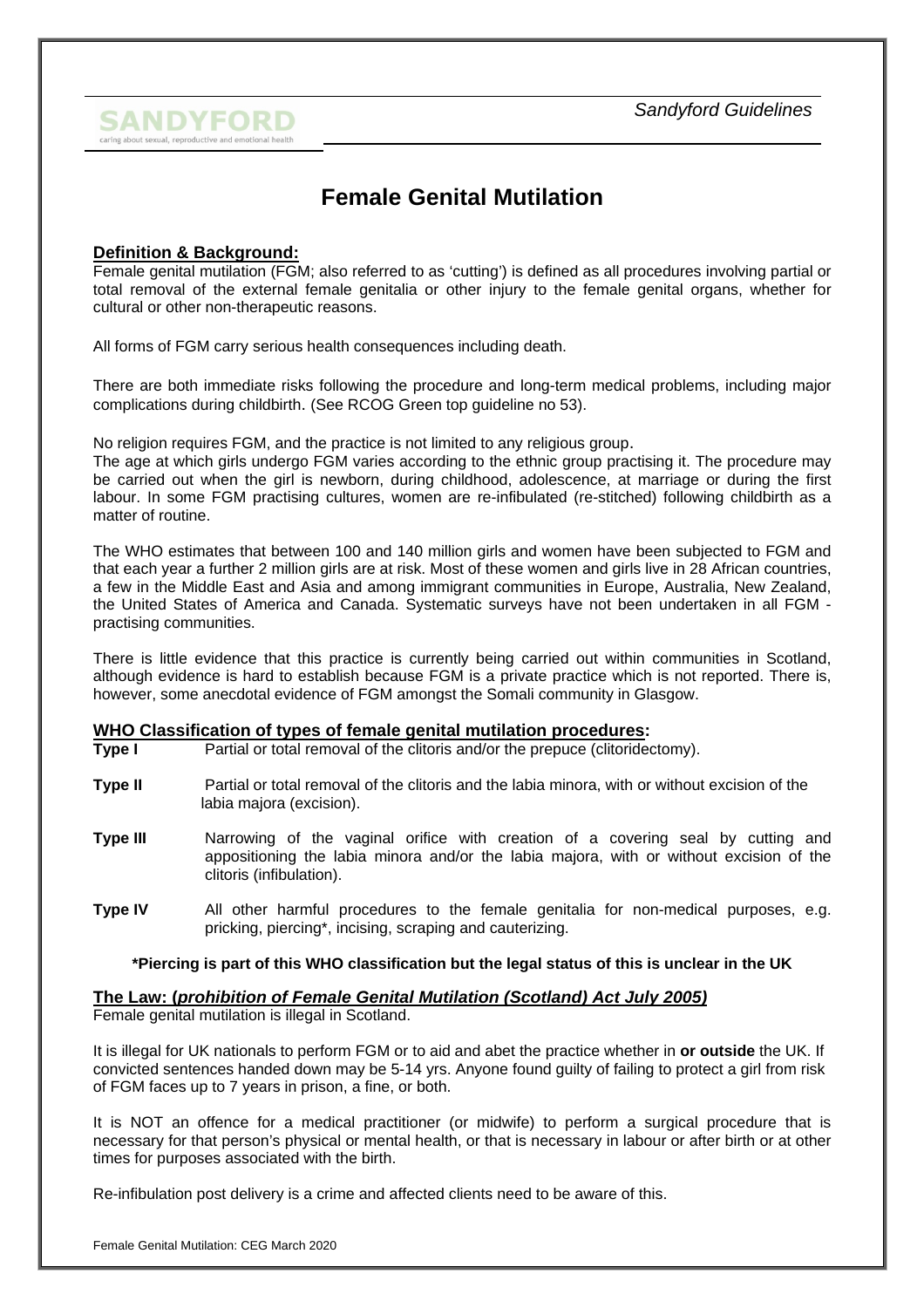# Female Genital Mutilation

## Definition & Background:

Female genital mutilation (FGM; also referred to as 'cutting') is defined as all procedures involving partial or total removal of the external female genitalia or other injury to the female genital organs, whether for cultural or other non-therapeutic reasons.

All forms of FGM carry serious health consequences including death.

There are both immediate risks following the procedure and long-term medical problems, including major complications during childbirth. (See RCOG Green top guideline no 53).

No religion requires FGM, and the practice is not limited to any religious group.

The age at which girls undergo FGM varies according to the ethnic group practising it. The procedure may be carried out when the girl is newborn, during childhood, adolescence, at marriage or during the first labour. In some FGM practising cultures, women are re-infibulated (re-stitched) following childbirth as a matter of routine.

The WHO estimates that between 100 and 140 million girls and women have been subjected to FGM and that each year a further 2 million girls are at risk. Most of these women and girls live in 28 African countries, a few in the Middle East and Asia and among immigrant communities in Europe, Australia, New Zealand, the United States of America and Canada. Systematic surveys have not been undertaken in all FGM - practising communities.

There is little evidence that this practice is currently being carried out within communities in Scotland, although evidence is hard to establish because FGM is a private practice which is not reported. There is, however, some anecdotal evidence of FGM amongst the Somali community in Glasgow.

## WHO Classification of types of female genital mutilation procedures:

**Type I** Partial or total removal of the clitoris and/or the prepuce (clitoridectomy).

**Type II** Partial or total removal of the clitoris and the labia minora, with or without excision of the labia majora (excision).

**Type III** Narrowing of the vaginal orifice with creation of a covering seal by cutting and appositioning the labia minora and/or the labia majora, with or without excision of the clitoris (infibulation).

**Type IV** All other harmful procedures to the female genitalia for non-medical purposes, e.g. pricking, piercing*, incising, scraping and cauterizing.

**\*Piercing is part of this WHO classification but the legal status of this is unclear in the UK**

## The Law: (*prohibition of Female Genital Mutilation (Scotland) Act July 2005)*

Female genital mutilation is illegal in Scotland.

It is illegal for UK nationals to perform FGM or to aid and abet the practice whether in **or outside** the UK. If convicted sentences handed down may be 5-14 yrs. Anyone found guilty of failing to protect a girl from risk of FGM faces up to 7 years in prison, a fine, or both.

It is NOT an offence for a medical practitioner (or midwife) to perform a surgical procedure that is necessary for that person's physical or mental health, or that is necessary in labour or after birth or at other times for purposes associated with the birth.

Re-infibulation post delivery is a crime and affected clients need to be aware of this.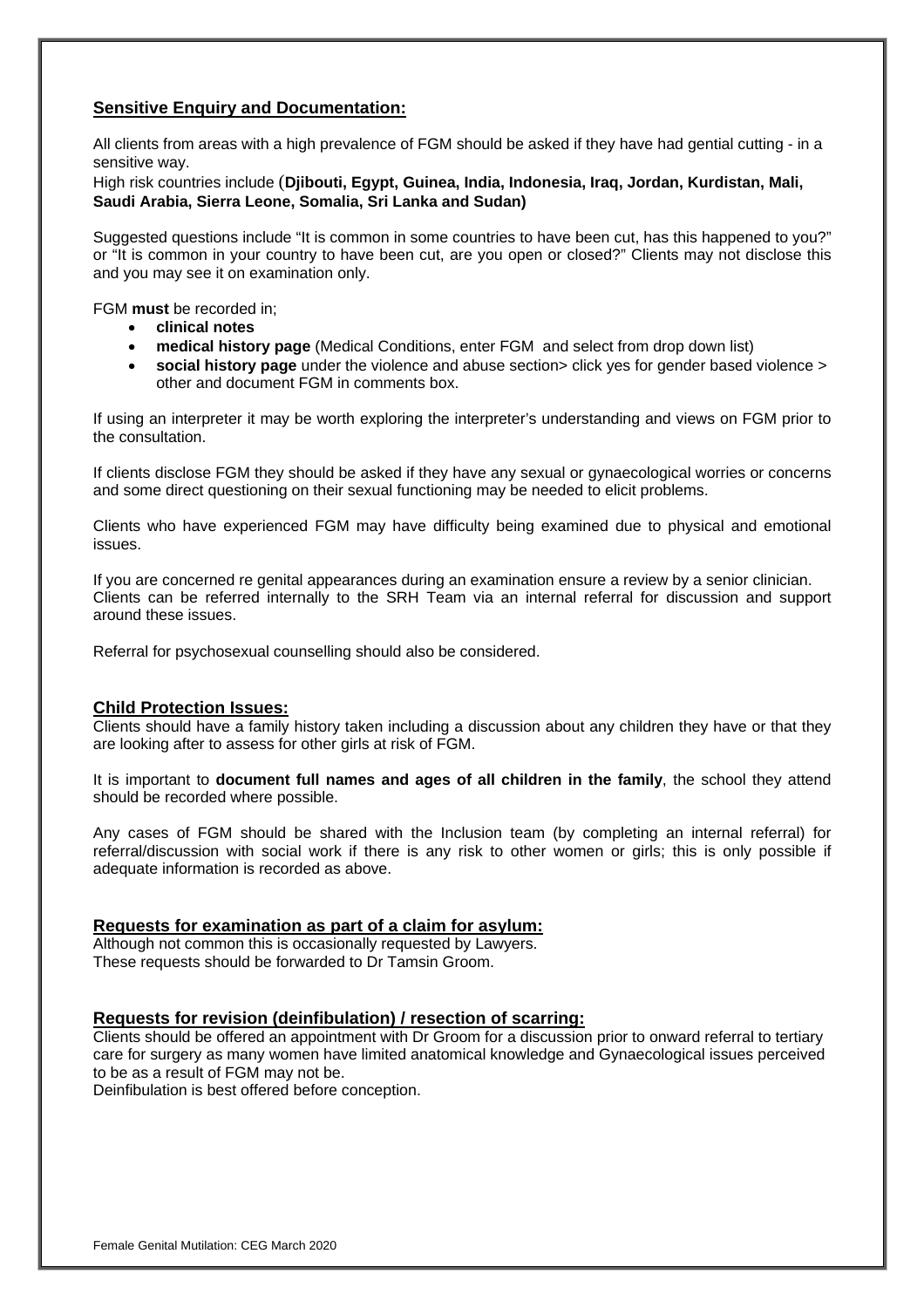## **Sensitive Enquiry and Documentation:**

All clients from areas with a high prevalence of FGM should be asked if they have had gential cutting - in a sensitive way.

High risk countries include (**Djibouti, Egypt, Guinea, India, Indonesia, Iraq, Jordan, Kurdistan, Mali, Saudi Arabia, Sierra Leone, Somalia, Sri Lanka and Sudan)**

Suggested questions include "It is common in some countries to have been cut, has this happened to you?" or "It is common in your country to have been cut, are you open or closed?" Clients may not disclose this and you may see it on examination only.

FGM **must** be recorded in;

- **clinical notes**
- **medical history page** (Medical Conditions, enter FGM and select from drop down list)
- **social history page** under the violence and abuse section> click yes for gender based violence > other and document FGM in comments box.

If using an interpreter it may be worth exploring the interpreter's understanding and views on FGM prior to the consultation.

If clients disclose FGM they should be asked if they have any sexual or gynaecological worries or concerns and some direct questioning on their sexual functioning may be needed to elicit problems.

Clients who have experienced FGM may have difficulty being examined due to physical and emotional issues.

If you are concerned re genital appearances during an examination ensure a review by a senior clinician. Clients can be referred internally to the SRH Team via an internal referral for discussion and support around these issues.

Referral for psychosexual counselling should also be considered.

## **Child Protection Issues:**

Clients should have a family history taken including a discussion about any children they have or that they are looking after to assess for other girls at risk of FGM.

It is important to **document full names and ages of all children in the family**, the school they attend should be recorded where possible.

Any cases of FGM should be shared with the Inclusion team (by completing an internal referral) for referral/discussion with social work if there is any risk to other women or girls; this is only possible if adequate information is recorded as above.

## **Requests for examination as part of a claim for asylum:**

Although not common this is occasionally requested by Lawyers.
These requests should be forwarded to Dr Tamsin Groom.

## **Requests for revision (deinfibulation) / resection of scarring:**

Clients should be offered an appointment with Dr Groom for a discussion prior to onward referral to tertiary care for surgery as many women have limited anatomical knowledge and Gynaecological issues perceived to be as a result of FGM may not be.
Deinfibulation is best offered before conception.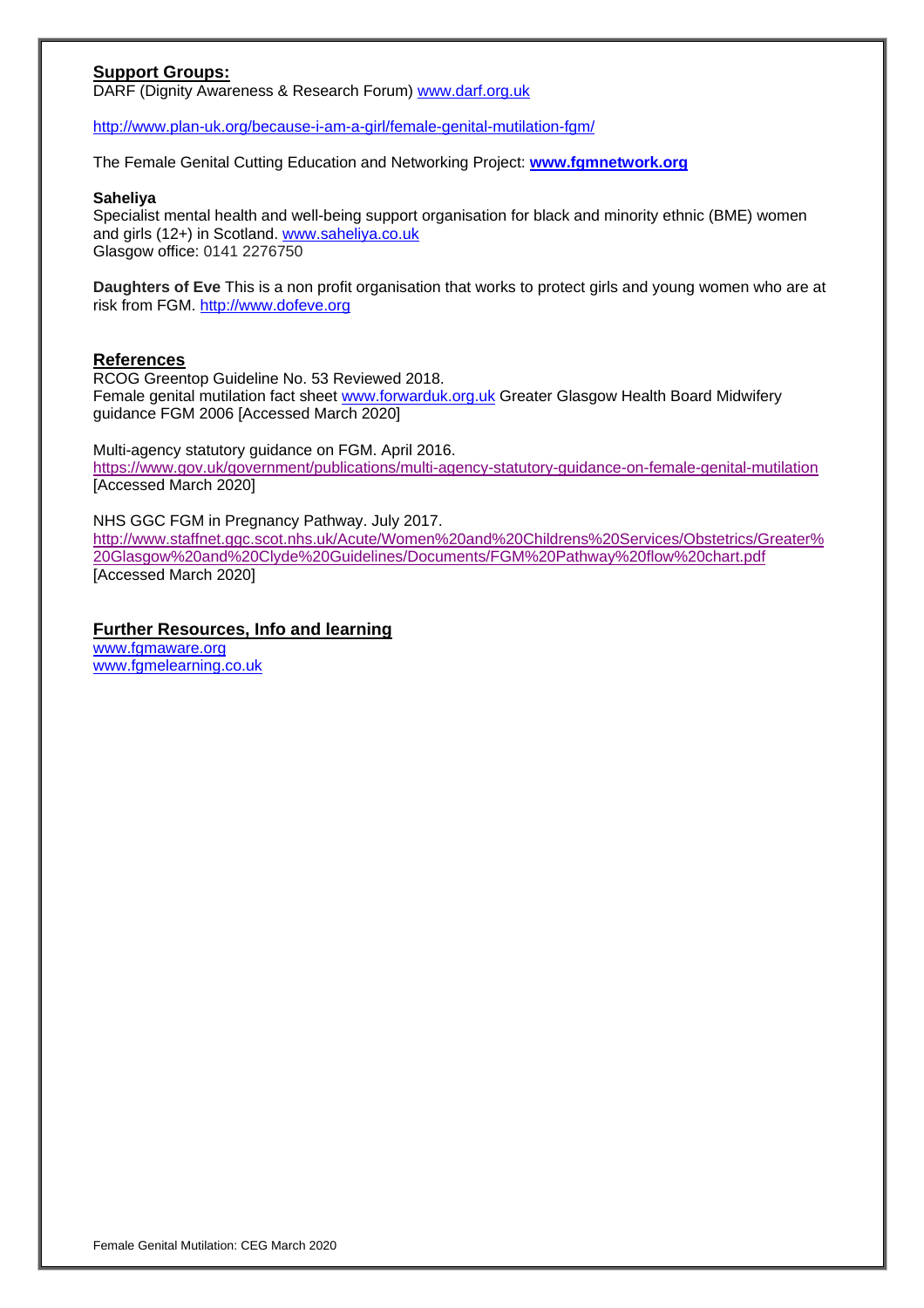## Support Groups:

DARF (Dignity Awareness & Research Forum) www.darf.org.uk

http://www.plan-uk.org/because-i-am-a-girl/female-genital-mutilation-fgm/

The Female Genital Cutting Education and Networking Project: **www.fgmnetwork.org**

**Saheliya**
Specialist mental health and well-being support organisation for black and minority ethnic (BME) women and girls (12+) in Scotland. www.saheliya.co.uk
Glasgow office: 0141 2276750

**Daughters of Eve** This is a non profit organisation that works to protect girls and young women who are at risk from FGM. http://www.dofeve.org

## References

RCOG Greentop Guideline No. 53 Reviewed 2018.
Female genital mutilation fact sheet www.forwarduk.org.uk Greater Glasgow Health Board Midwifery guidance FGM 2006 [Accessed March 2020]

Multi-agency statutory guidance on FGM. April 2016.
https://www.gov.uk/government/publications/multi-agency-statutory-guidance-on-female-genital-mutilation [Accessed March 2020]

NHS GGC FGM in Pregnancy Pathway. July 2017.
http://www.staffnet.ggc.scot.nhs.uk/Acute/Women%20and%20Childrens%20Services/Obstetrics/Greater%20Glasgow%20and%20Clyde%20Guidelines/Documents/FGM%20Pathway%20flow%20chart.pdf
[Accessed March 2020]

## Further Resources, Info and learning

www.fgmaware.org
www.fgmelearning.co.uk